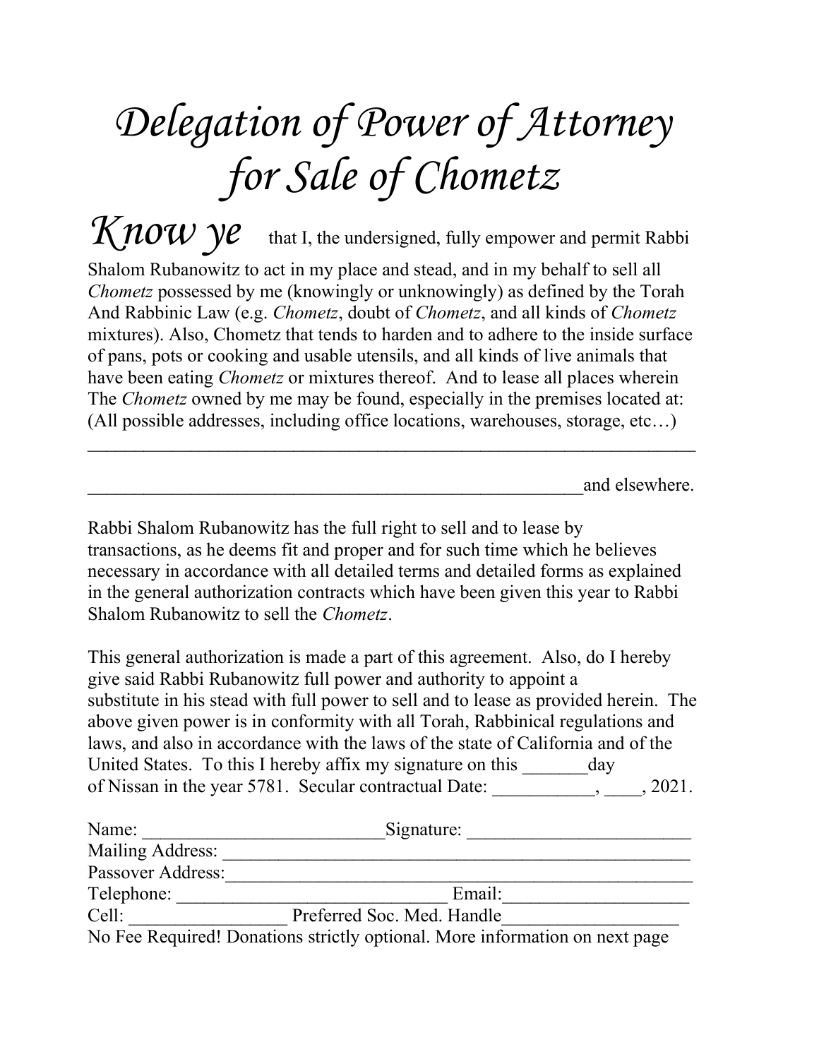# Delegation of Power of Attorney for Sale of Chometz

*Know ye* that I, the undersigned, fully empower and permit Rabbi Shalom Rubanowitz to act in my place and stead, and in my behalf to sell all *Chometz* possessed by me (knowingly or unknowingly) as defined by the Torah And Rabbinic Law (e.g. *Chometz*, doubt of *Chometz*, and all kinds of *Chometz* mixtures). Also, Chometz that tends to harden and to adhere to the inside surface of pans, pots or cooking and usable utensils, and all kinds of live animals that have been eating *Chometz* or mixtures thereof. And to lease all places wherein The *Chometz* owned by me may be found, especially in the premises located at: (All possible addresses, including office locations, warehouses, storage, etc…)

_________________________________________________________________

______________________________________________________and elsewhere.

Rabbi Shalom Rubanowitz has the full right to sell and to lease by transactions, as he deems fit and proper and for such time which he believes necessary in accordance with all detailed terms and detailed forms as explained in the general authorization contracts which have been given this year to Rabbi Shalom Rubanowitz to sell the *Chometz*.

This general authorization is made a part of this agreement. Also, do I hereby give said Rabbi Rubanowitz full power and authority to appoint a substitute in his stead with full power to sell and to lease as provided herein. The above given power is in conformity with all Torah, Rabbinical regulations and laws, and also in accordance with the laws of the state of California and of the United States. To this I hereby affix my signature on this _______day of Nissan in the year 5781. Secular contractual Date: ___________, ____, 2021.

Name: __________________________Signature: ________________________

Mailing Address: ____________________________________________________

Passover Address:____________________________________________________

Telephone: _____________________________ Email:____________________

Cell: _________________ Preferred Soc. Med. Handle___________________

No Fee Required! Donations strictly optional. More information on next page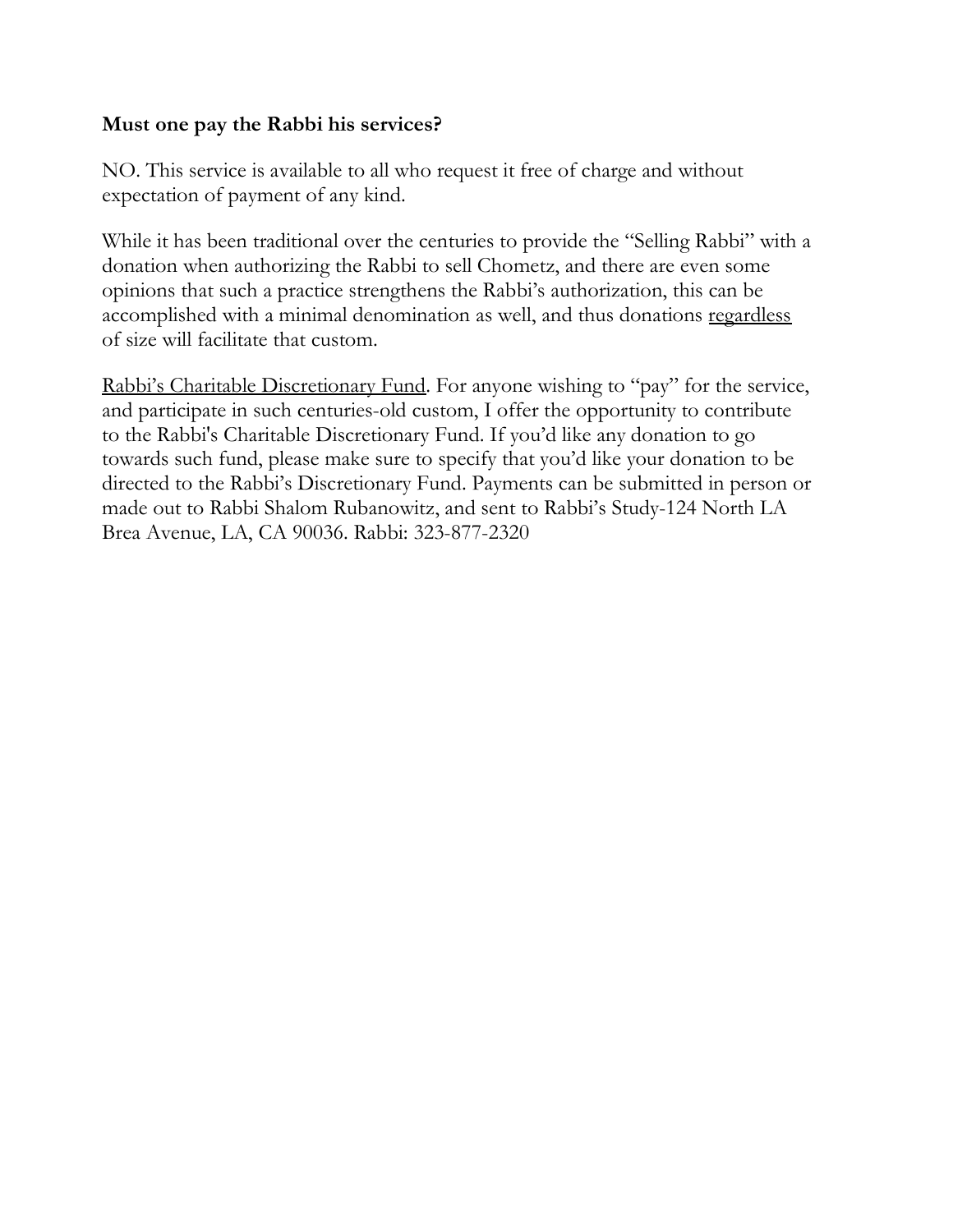**Must one pay the Rabbi his services?**

NO. This service is available to all who request it free of charge and without expectation of payment of any kind.

While it has been traditional over the centuries to provide the "Selling Rabbi" with a donation when authorizing the Rabbi to sell Chometz, and there are even some opinions that such a practice strengthens the Rabbi's authorization, this can be accomplished with a minimal denomination as well, and thus donations <u>regardless</u> of size will facilitate that custom.

<u>Rabbi's Charitable Discretionary Fund</u>. For anyone wishing to "pay" for the service, and participate in such centuries-old custom, I offer the opportunity to contribute to the Rabbi's Charitable Discretionary Fund. If you'd like any donation to go towards such fund, please make sure to specify that you'd like your donation to be directed to the Rabbi's Discretionary Fund. Payments can be submitted in person or made out to Rabbi Shalom Rubanowitz, and sent to Rabbi's Study-124 North LA Brea Avenue, LA, CA 90036. Rabbi: 323-877-2320